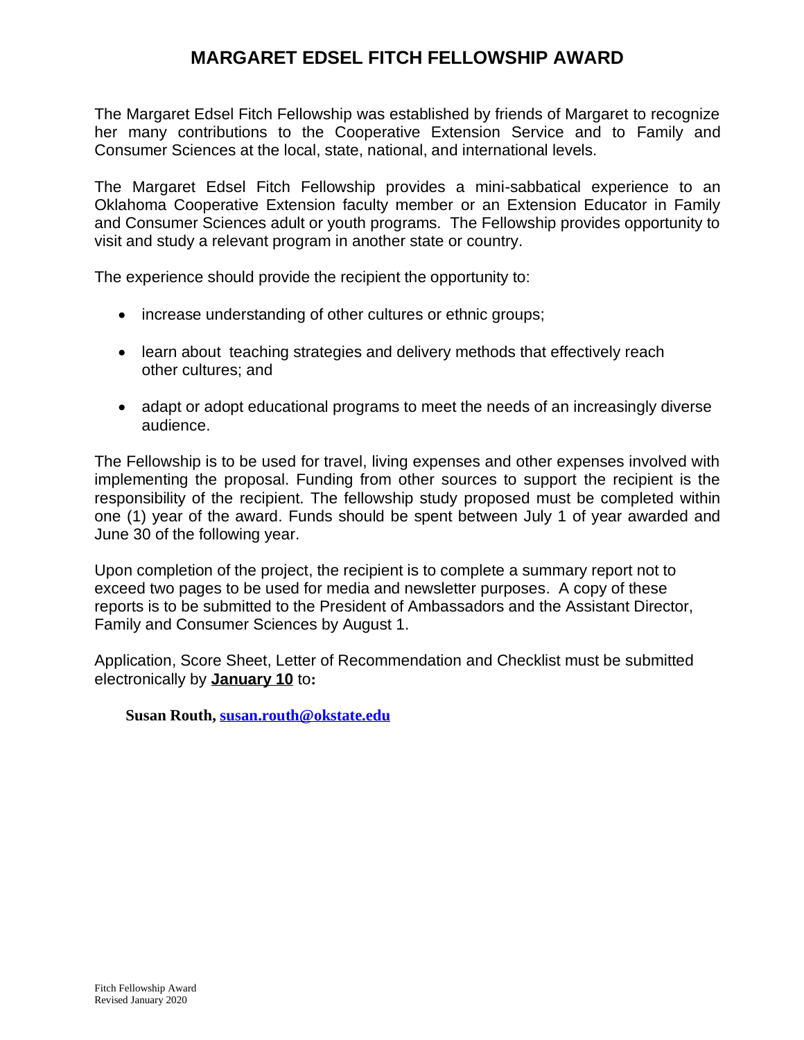# MARGARET EDSEL FITCH FELLOWSHIP AWARD

The Margaret Edsel Fitch Fellowship was established by friends of Margaret to recognize her many contributions to the Cooperative Extension Service and to Family and Consumer Sciences at the local, state, national, and international levels.

The Margaret Edsel Fitch Fellowship provides a mini-sabbatical experience to an Oklahoma Cooperative Extension faculty member or an Extension Educator in Family and Consumer Sciences adult or youth programs. The Fellowship provides opportunity to visit and study a relevant program in another state or country.

The experience should provide the recipient the opportunity to:

- increase understanding of other cultures or ethnic groups;
- learn about teaching strategies and delivery methods that effectively reach other cultures; and
- adapt or adopt educational programs to meet the needs of an increasingly diverse audience.

The Fellowship is to be used for travel, living expenses and other expenses involved with implementing the proposal. Funding from other sources to support the recipient is the responsibility of the recipient. The fellowship study proposed must be completed within one (1) year of the award. Funds should be spent between July 1 of year awarded and June 30 of the following year.

Upon completion of the project, the recipient is to complete a summary report not to exceed two pages to be used for media and newsletter purposes. A copy of these reports is to be submitted to the President of Ambassadors and the Assistant Director, Family and Consumer Sciences by August 1.

Application, Score Sheet, Letter of Recommendation and Checklist must be submitted electronically by **January 10** to**:**

**Susan Routh, [susan.routh@okstate.edu](mailto:susan.routh@okstate.edu)**

Fitch Fellowship Award
Revised January 2020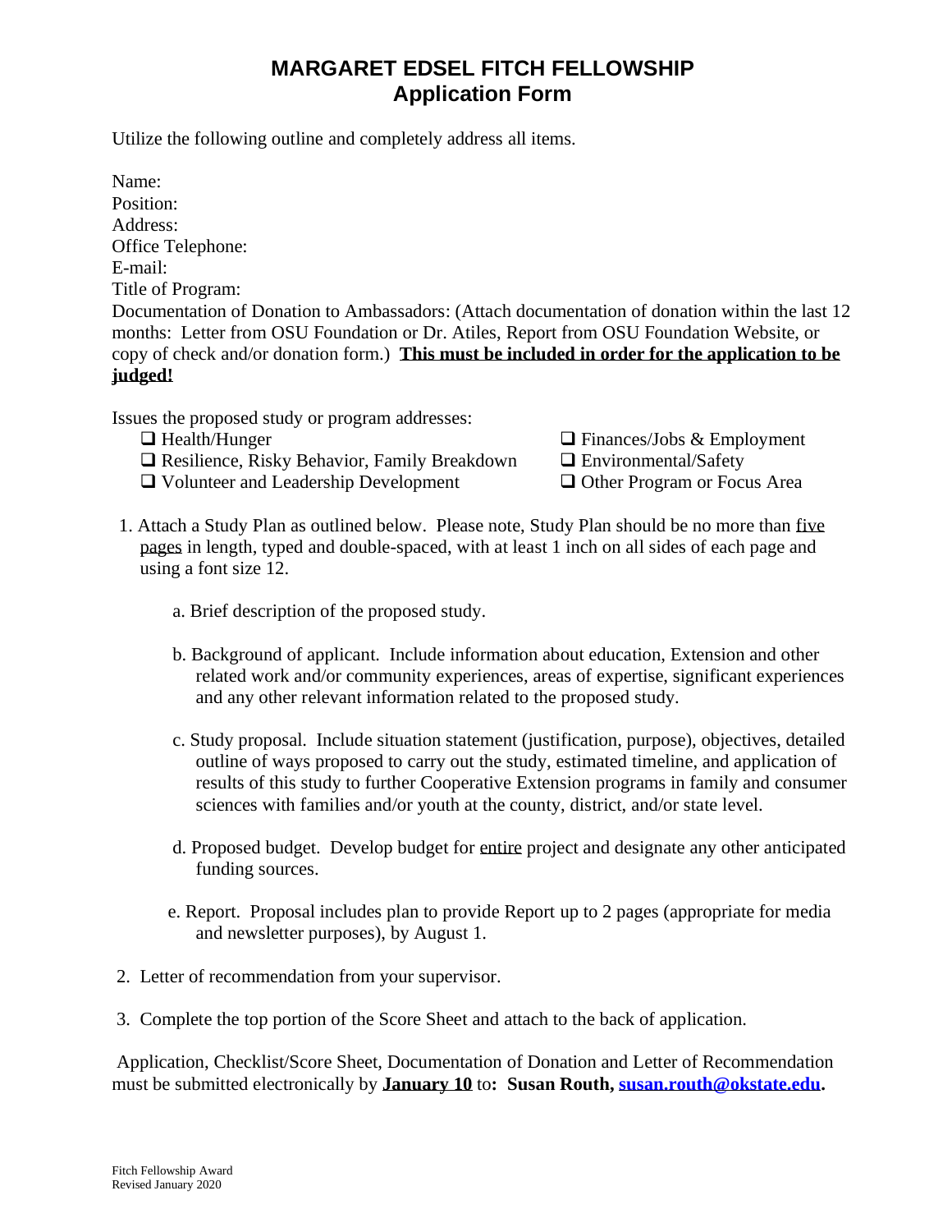# MARGARET EDSEL FITCH FELLOWSHIP
## Application Form

Utilize the following outline and completely address all items.

Name:
Position:
Address:
Office Telephone:
E-mail:
Title of Program:
Documentation of Donation to Ambassadors: (Attach documentation of donation within the last 12 months: Letter from OSU Foundation or Dr. Atiles, Report from OSU Foundation Website, or copy of check and/or donation form.) **This must be included in order for the application to be judged!**

Issues the proposed study or program addresses:

- ❑ Health/Hunger
- ❑ Resilience, Risky Behavior, Family Breakdown
- ❑ Volunteer and Leadership Development
- ❑ Finances/Jobs & Employment
- ❑ Environmental/Safety
- ❑ Other Program or Focus Area

1. Attach a Study Plan as outlined below. Please note, Study Plan should be no more than five pages in length, typed and double-spaced, with at least 1 inch on all sides of each page and using a font size 12.

   a. Brief description of the proposed study.

   b. Background of applicant. Include information about education, Extension and other related work and/or community experiences, areas of expertise, significant experiences and any other relevant information related to the proposed study.

   c. Study proposal. Include situation statement (justification, purpose), objectives, detailed outline of ways proposed to carry out the study, estimated timeline, and application of results of this study to further Cooperative Extension programs in family and consumer sciences with families and/or youth at the county, district, and/or state level.

   d. Proposed budget. Develop budget for entire project and designate any other anticipated funding sources.

   e. Report. Proposal includes plan to provide Report up to 2 pages (appropriate for media and newsletter purposes), by August 1.

2. Letter of recommendation from your supervisor.

3. Complete the top portion of the Score Sheet and attach to the back of application.

Application, Checklist/Score Sheet, Documentation of Donation and Letter of Recommendation must be submitted electronically by **January 10** to**: Susan Routh, susan.routh@okstate.edu.**

Fitch Fellowship Award
Revised January 2020